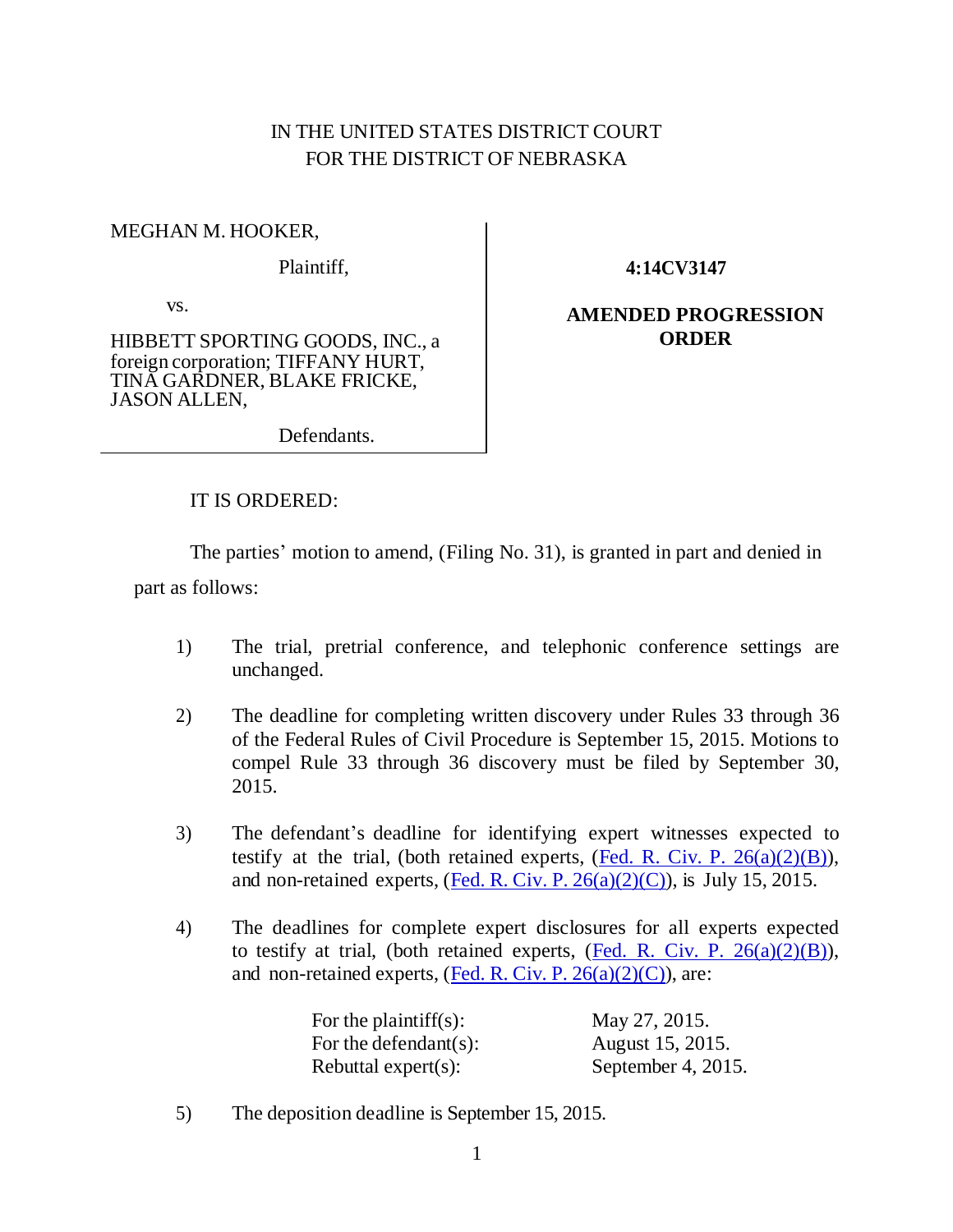IN THE UNITED STATES DISTRICT COURT
FOR THE DISTRICT OF NEBRASKA

MEGHAN M. HOOKER,

Plaintiff,

vs.

HIBBETT SPORTING GOODS, INC., a foreign corporation; TIFFANY HURT, TINA GARDNER, BLAKE FRICKE, JASON ALLEN,

Defendants.

**4:14CV3147**

**AMENDED PROGRESSION ORDER**

IT IS ORDERED:

The parties' motion to amend, (Filing No. 31), is granted in part and denied in part as follows:

1) The trial, pretrial conference, and telephonic conference settings are unchanged.

2) The deadline for completing written discovery under Rules 33 through 36 of the Federal Rules of Civil Procedure is September 15, 2015. Motions to compel Rule 33 through 36 discovery must be filed by September 30, 2015.

3) The defendant's deadline for identifying expert witnesses expected to testify at the trial, (both retained experts, (Fed. R. Civ. P. 26(a)(2)(B)), and non-retained experts, (Fed. R. Civ. P. 26(a)(2)(C)), is July 15, 2015.

4) The deadlines for complete expert disclosures for all experts expected to testify at trial, (both retained experts, (Fed. R. Civ. P. 26(a)(2)(B)), and non-retained experts, (Fed. R. Civ. P. 26(a)(2)(C)), are:

| | |
|---|---|
| For the plaintiff(s): | May 27, 2015. |
| For the defendant(s): | August 15, 2015. |
| Rebuttal expert(s): | September 4, 2015. |

5) The deposition deadline is September 15, 2015.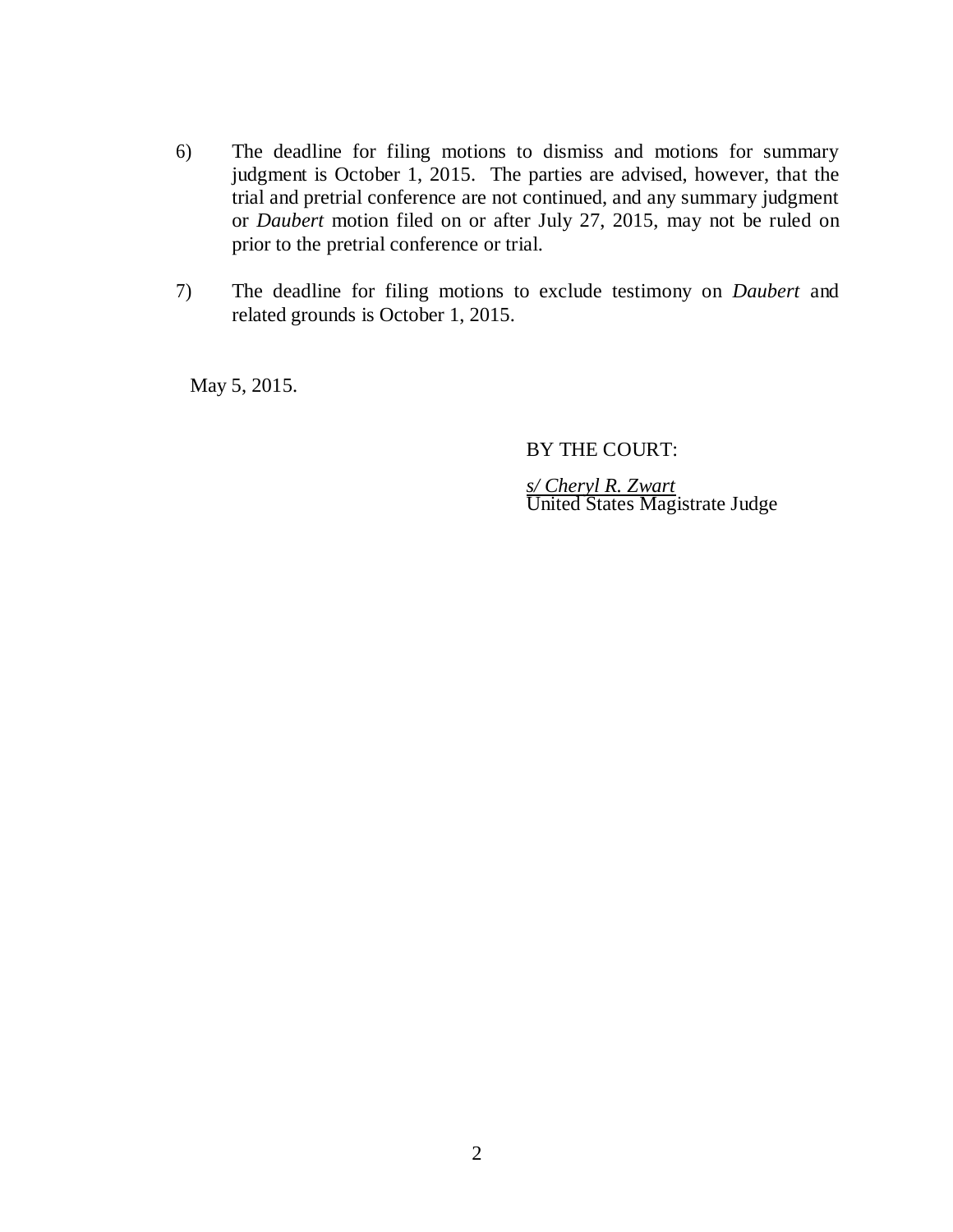6) The deadline for filing motions to dismiss and motions for summary judgment is October 1, 2015. The parties are advised, however, that the trial and pretrial conference are not continued, and any summary judgment or *Daubert* motion filed on or after July 27, 2015, may not be ruled on prior to the pretrial conference or trial.

7) The deadline for filing motions to exclude testimony on *Daubert* and related grounds is October 1, 2015.

May 5, 2015.

BY THE COURT:

*s/ Cheryl R. Zwart*
United States Magistrate Judge